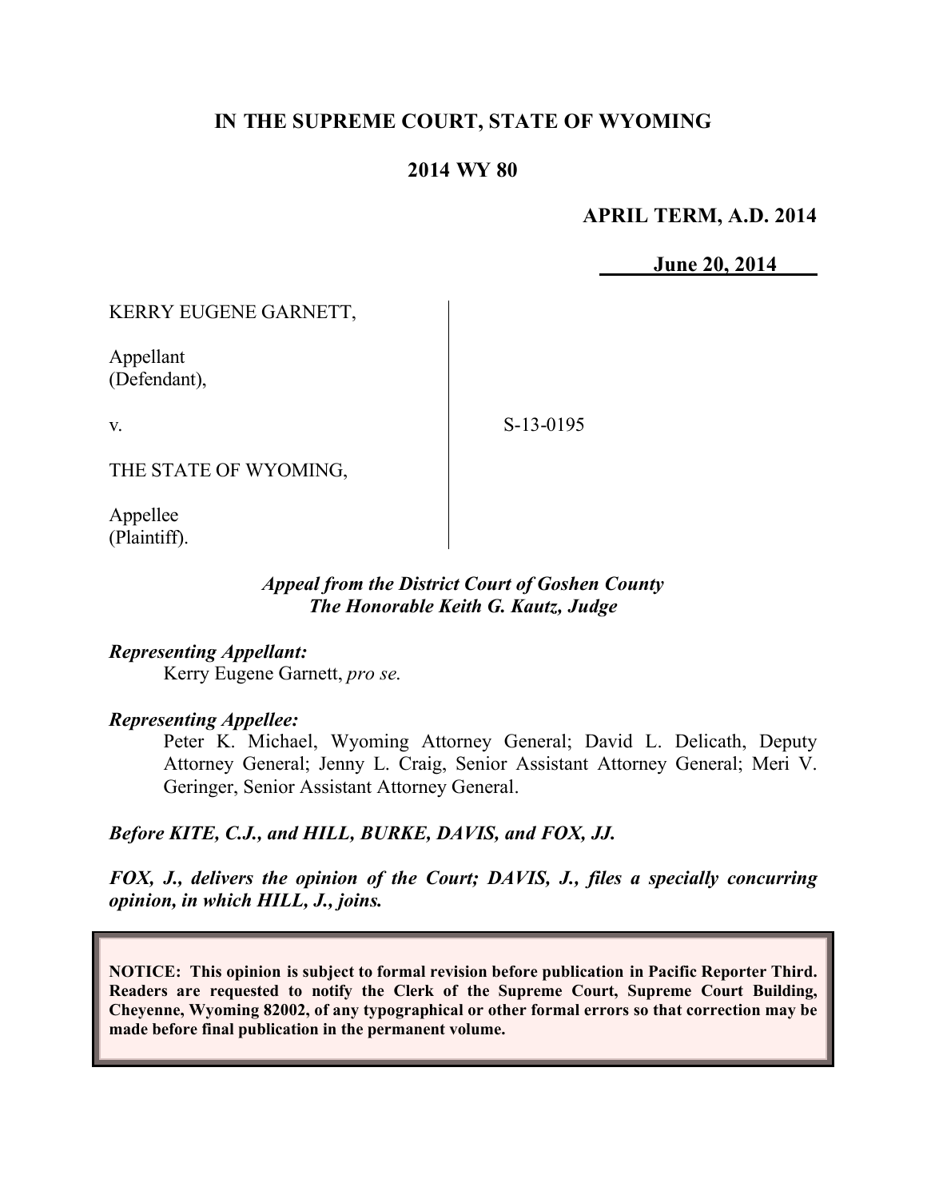**IN THE SUPREME COURT, STATE OF WYOMING**

**2014 WY 80**

**APRIL TERM, A.D. 2014**

**June 20, 2014**

KERRY EUGENE GARNETT,

Appellant
(Defendant),

v.

THE STATE OF WYOMING,

Appellee
(Plaintiff).

S-13-0195

*Appeal from the District Court of Goshen County*
*The Honorable Keith G. Kautz, Judge*

***Representing Appellant:***

Kerry Eugene Garnett, *pro se.*

***Representing Appellee:***

Peter K. Michael, Wyoming Attorney General; David L. Delicath, Deputy Attorney General; Jenny L. Craig, Senior Assistant Attorney General; Meri V. Geringer, Senior Assistant Attorney General.

***Before KITE, C.J., and HILL, BURKE, DAVIS, and FOX, JJ.***

***FOX, J., delivers the opinion of the Court; DAVIS, J., files a specially concurring opinion, in which HILL, J., joins.***

**NOTICE: This opinion is subject to formal revision before publication in Pacific Reporter Third. Readers are requested to notify the Clerk of the Supreme Court, Supreme Court Building, Cheyenne, Wyoming 82002, of any typographical or other formal errors so that correction may be made before final publication in the permanent volume.**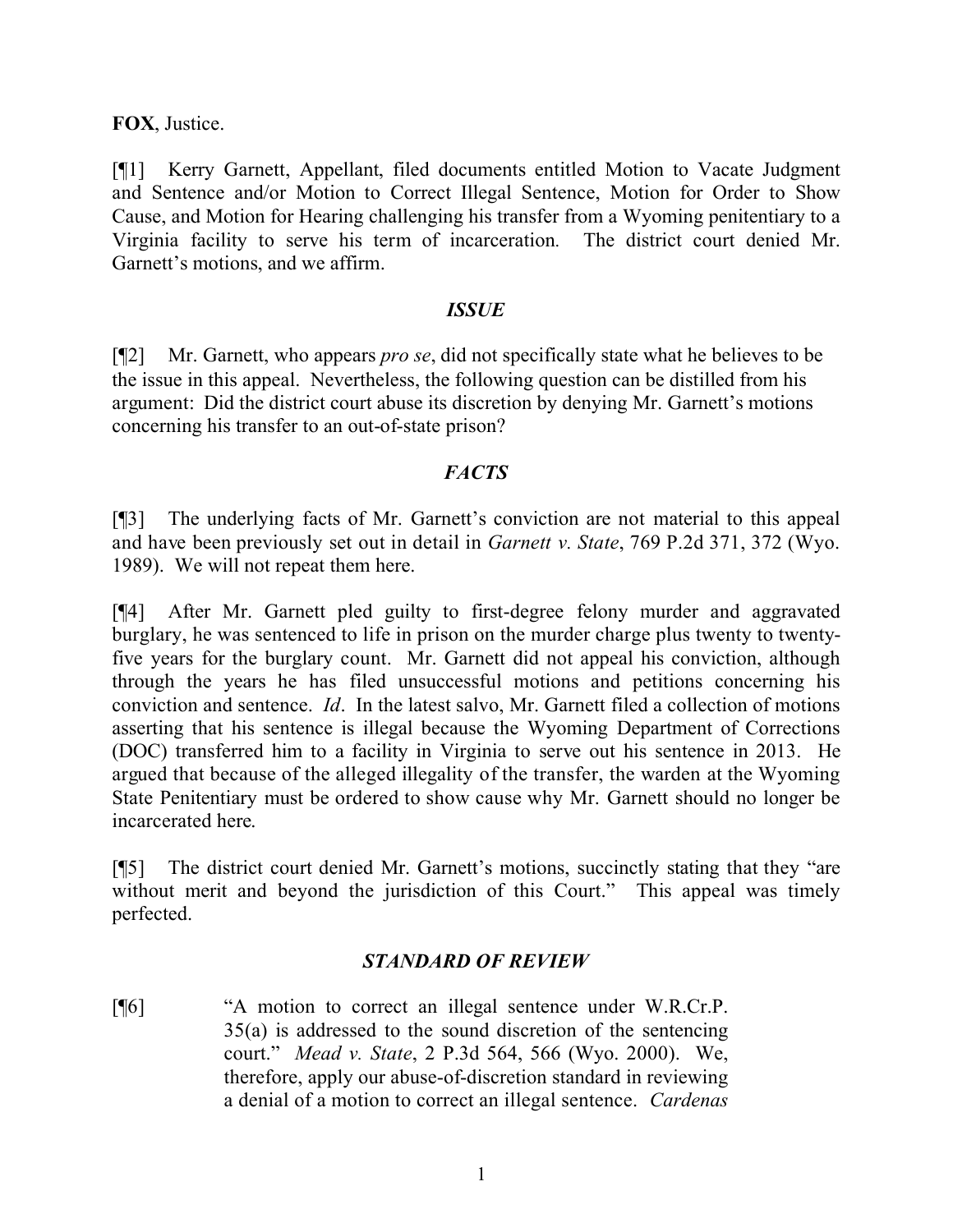**FOX**, Justice.

[¶1] Kerry Garnett, Appellant, filed documents entitled Motion to Vacate Judgment and Sentence and/or Motion to Correct Illegal Sentence, Motion for Order to Show Cause, and Motion for Hearing challenging his transfer from a Wyoming penitentiary to a Virginia facility to serve his term of incarceration. The district court denied Mr. Garnett's motions, and we affirm.

### *ISSUE*

[¶2] Mr. Garnett, who appears *pro se*, did not specifically state what he believes to be the issue in this appeal. Nevertheless, the following question can be distilled from his argument: Did the district court abuse its discretion by denying Mr. Garnett's motions concerning his transfer to an out-of-state prison?

### *FACTS*

[¶3] The underlying facts of Mr. Garnett's conviction are not material to this appeal and have been previously set out in detail in *Garnett v. State*, 769 P.2d 371, 372 (Wyo. 1989). We will not repeat them here.

[¶4] After Mr. Garnett pled guilty to first-degree felony murder and aggravated burglary, he was sentenced to life in prison on the murder charge plus twenty to twenty-five years for the burglary count. Mr. Garnett did not appeal his conviction, although through the years he has filed unsuccessful motions and petitions concerning his conviction and sentence. *Id*. In the latest salvo, Mr. Garnett filed a collection of motions asserting that his sentence is illegal because the Wyoming Department of Corrections (DOC) transferred him to a facility in Virginia to serve out his sentence in 2013. He argued that because of the alleged illegality of the transfer, the warden at the Wyoming State Penitentiary must be ordered to show cause why Mr. Garnett should no longer be incarcerated here.

[¶5] The district court denied Mr. Garnett's motions, succinctly stating that they "are without merit and beyond the jurisdiction of this Court." This appeal was timely perfected.

### *STANDARD OF REVIEW*

[¶6] "A motion to correct an illegal sentence under W.R.Cr.P. 35(a) is addressed to the sound discretion of the sentencing court." *Mead v. State*, 2 P.3d 564, 566 (Wyo. 2000). We, therefore, apply our abuse-of-discretion standard in reviewing a denial of a motion to correct an illegal sentence. *Cardenas*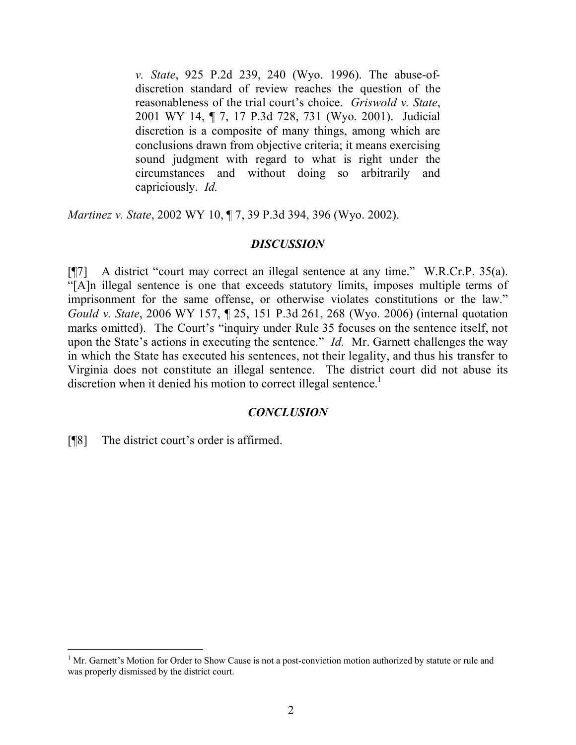> *v. State*, 925 P.2d 239, 240 (Wyo. 1996). The abuse-of-discretion standard of review reaches the question of the reasonableness of the trial court's choice. *Griswold v. State*, 2001 WY 14, ¶ 7, 17 P.3d 728, 731 (Wyo. 2001). Judicial discretion is a composite of many things, among which are conclusions drawn from objective criteria; it means exercising sound judgment with regard to what is right under the circumstances and without doing so arbitrarily and capriciously. *Id.*

*Martinez v. State*, 2002 WY 10, ¶ 7, 39 P.3d 394, 396 (Wyo. 2002).

## *DISCUSSION*

[¶7] A district "court may correct an illegal sentence at any time." W.R.Cr.P. 35(a). "[A]n illegal sentence is one that exceeds statutory limits, imposes multiple terms of imprisonment for the same offense, or otherwise violates constitutions or the law." *Gould v. State*, 2006 WY 157, ¶ 25, 151 P.3d 261, 268 (Wyo. 2006) (internal quotation marks omitted). The Court's "inquiry under Rule 35 focuses on the sentence itself, not upon the State's actions in executing the sentence." *Id.* Mr. Garnett challenges the way in which the State has executed his sentences, not their legality, and thus his transfer to Virginia does not constitute an illegal sentence. The district court did not abuse its discretion when it denied his motion to correct illegal sentence.[1]

## *CONCLUSION*

[¶8] The district court's order is affirmed.

---

[1] Mr. Garnett's Motion for Order to Show Cause is not a post-conviction motion authorized by statute or rule and was properly dismissed by the district court.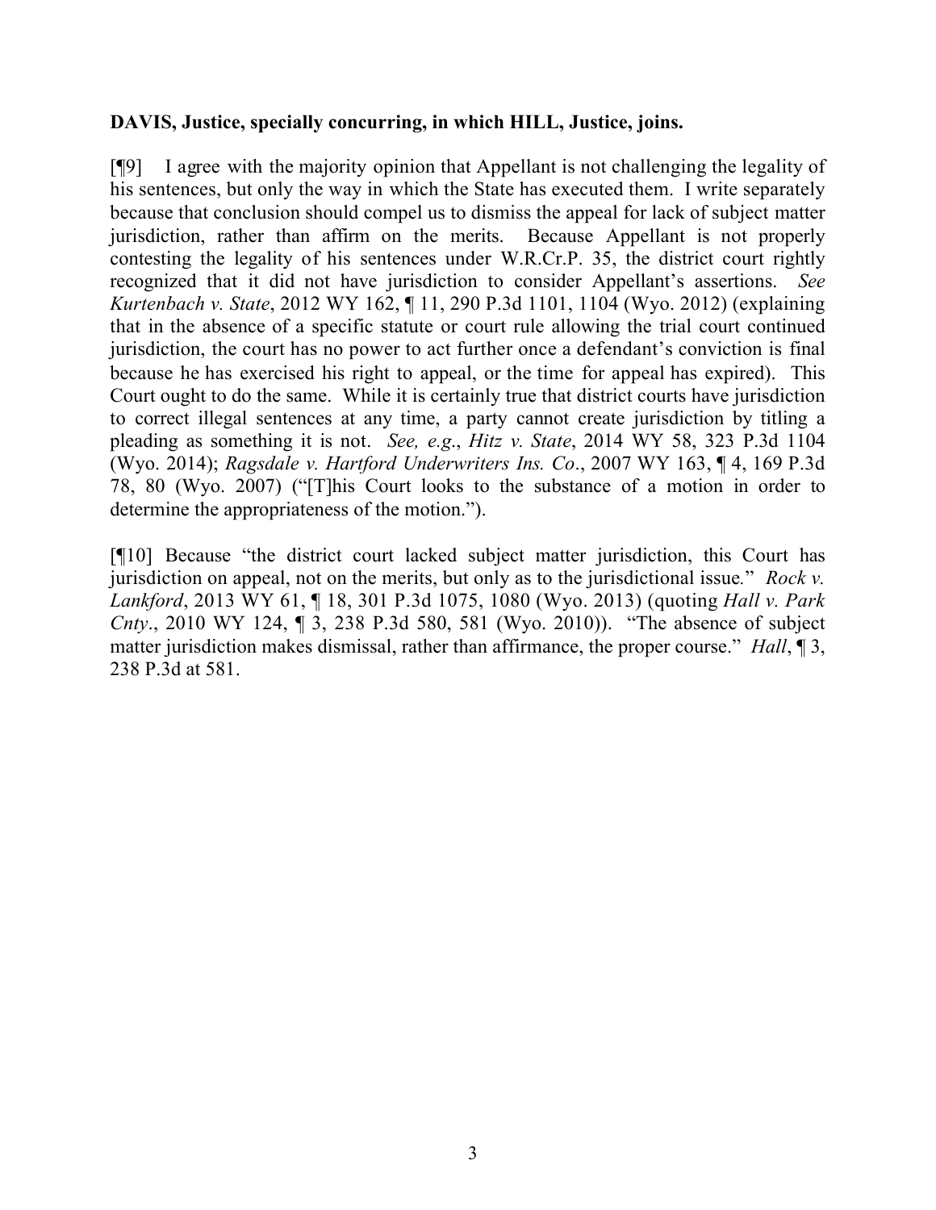**DAVIS, Justice, specially concurring, in which HILL, Justice, joins.**

[¶9] I agree with the majority opinion that Appellant is not challenging the legality of his sentences, but only the way in which the State has executed them. I write separately because that conclusion should compel us to dismiss the appeal for lack of subject matter jurisdiction, rather than affirm on the merits. Because Appellant is not properly contesting the legality of his sentences under W.R.Cr.P. 35, the district court rightly recognized that it did not have jurisdiction to consider Appellant's assertions. *See Kurtenbach v. State*, 2012 WY 162, ¶ 11, 290 P.3d 1101, 1104 (Wyo. 2012) (explaining that in the absence of a specific statute or court rule allowing the trial court continued jurisdiction, the court has no power to act further once a defendant's conviction is final because he has exercised his right to appeal, or the time for appeal has expired). This Court ought to do the same. While it is certainly true that district courts have jurisdiction to correct illegal sentences at any time, a party cannot create jurisdiction by titling a pleading as something it is not. *See, e.g.*, *Hitz v. State*, 2014 WY 58, 323 P.3d 1104 (Wyo. 2014); *Ragsdale v. Hartford Underwriters Ins. Co*., 2007 WY 163, ¶ 4, 169 P.3d 78, 80 (Wyo. 2007) ("[T]his Court looks to the substance of a motion in order to determine the appropriateness of the motion.").

[¶10] Because "the district court lacked subject matter jurisdiction, this Court has jurisdiction on appeal, not on the merits, but only as to the jurisdictional issue." *Rock v. Lankford*, 2013 WY 61, ¶ 18, 301 P.3d 1075, 1080 (Wyo. 2013) (quoting *Hall v. Park Cnty*., 2010 WY 124, ¶ 3, 238 P.3d 580, 581 (Wyo. 2010)). "The absence of subject matter jurisdiction makes dismissal, rather than affirmance, the proper course." *Hall*, ¶ 3, 238 P.3d at 581.